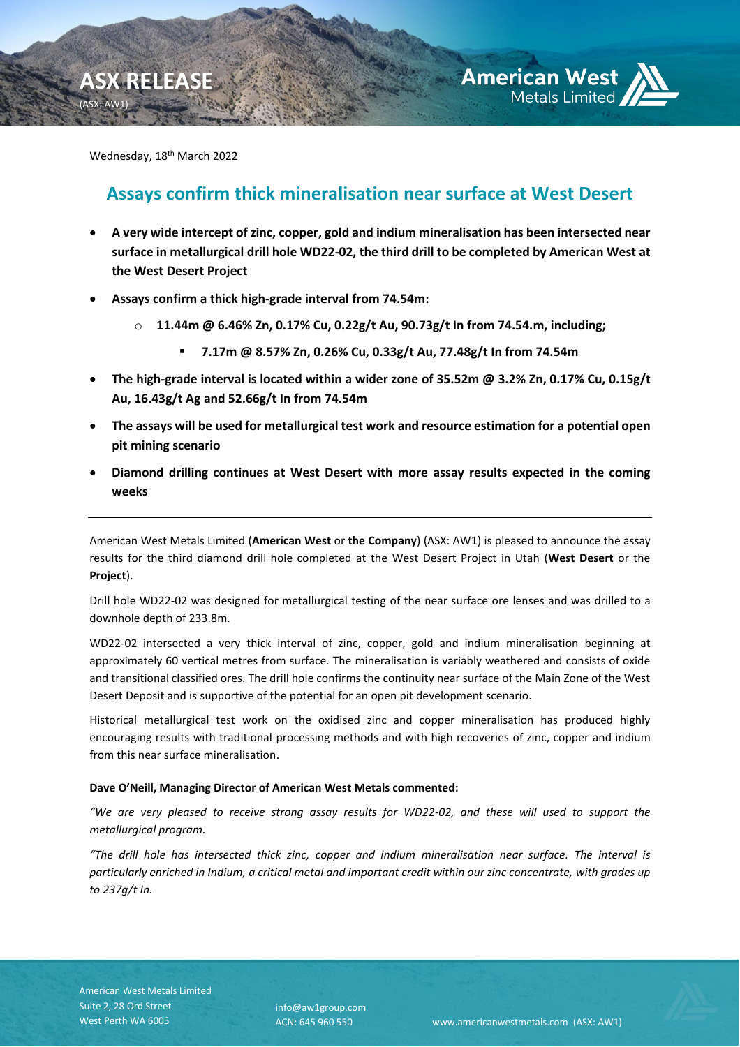ASX RELEASE
(ASX: AW1)

Wednesday, 18th March 2022

## Assays confirm thick mineralisation near surface at West Desert

- **A very wide intercept of zinc, copper, gold and indium mineralisation has been intersected near surface in metallurgical drill hole WD22-02, the third drill to be completed by American West at the West Desert Project**
- **Assays confirm a thick high-grade interval from 74.54m:**
    - **11.44m @ 6.46% Zn, 0.17% Cu, 0.22g/t Au, 90.73g/t In from 74.54.m, including;**
        - **7.17m @ 8.57% Zn, 0.26% Cu, 0.33g/t Au, 77.48g/t In from 74.54m**
- **The high-grade interval is located within a wider zone of 35.52m @ 3.2% Zn, 0.17% Cu, 0.15g/t Au, 16.43g/t Ag and 52.66g/t In from 74.54m**
- **The assays will be used for metallurgical test work and resource estimation for a potential open pit mining scenario**
- **Diamond drilling continues at West Desert with more assay results expected in the coming weeks**

---

American West Metals Limited (**American West** or **the Company**) (ASX: AW1) is pleased to announce the assay results for the third diamond drill hole completed at the West Desert Project in Utah (**West Desert** or the **Project**).

Drill hole WD22-02 was designed for metallurgical testing of the near surface ore lenses and was drilled to a downhole depth of 233.8m.

WD22-02 intersected a very thick interval of zinc, copper, gold and indium mineralisation beginning at approximately 60 vertical metres from surface. The mineralisation is variably weathered and consists of oxide and transitional classified ores. The drill hole confirms the continuity near surface of the Main Zone of the West Desert Deposit and is supportive of the potential for an open pit development scenario.

Historical metallurgical test work on the oxidised zinc and copper mineralisation has produced highly encouraging results with traditional processing methods and with high recoveries of zinc, copper and indium from this near surface mineralisation.

**Dave O'Neill, Managing Director of American West Metals commented:**

*"We are very pleased to receive strong assay results for WD22-02, and these will used to support the metallurgical program.*

*"The drill hole has intersected thick zinc, copper and indium mineralisation near surface. The interval is particularly enriched in Indium, a critical metal and important credit within our zinc concentrate, with grades up to 237g/t In.*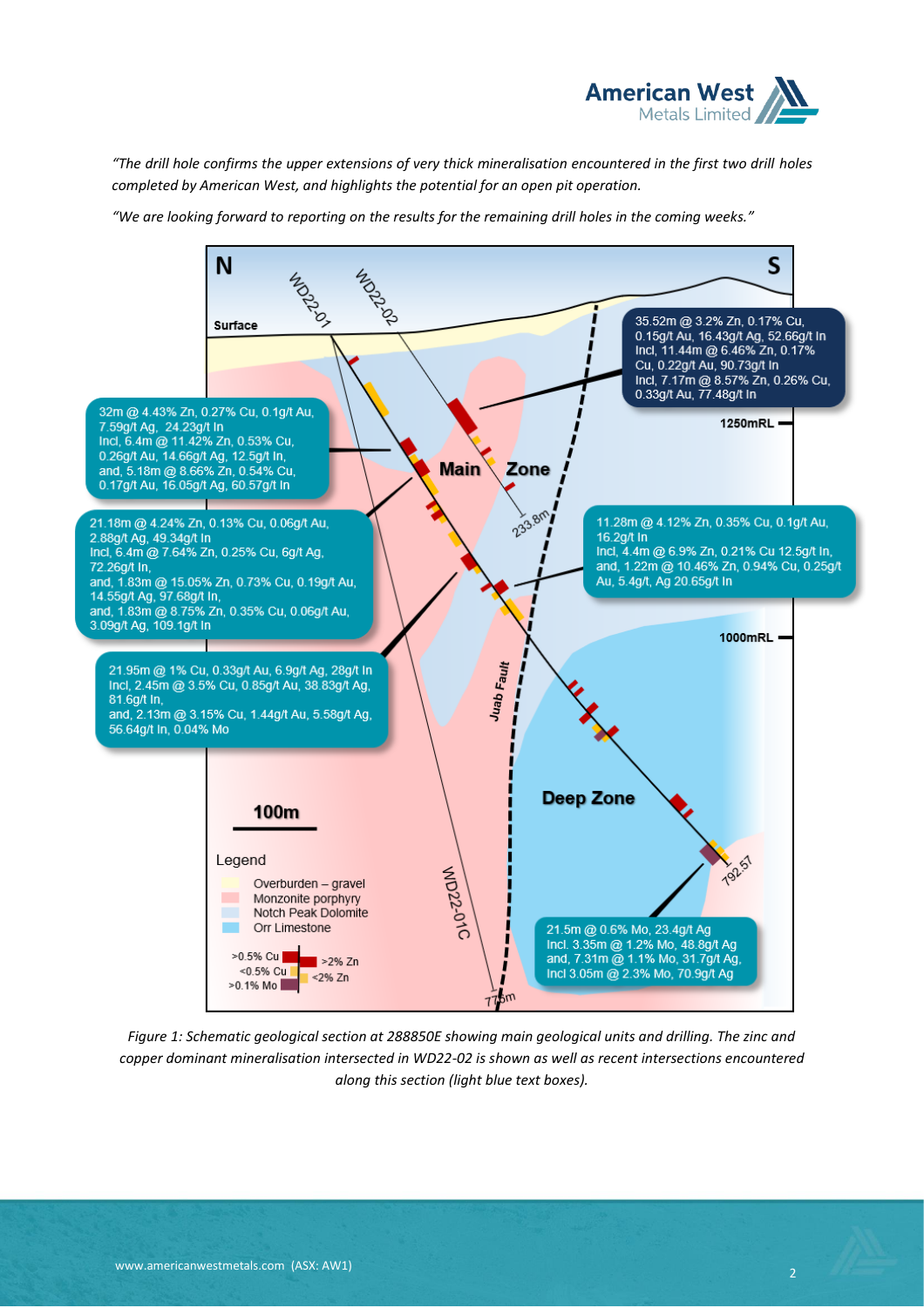*"The drill hole confirms the upper extensions of very thick mineralisation encountered in the first two drill holes completed by American West, and highlights the potential for an open pit operation.*

*"We are looking forward to reporting on the results for the remaining drill holes in the coming weeks."*

*Figure 1: Schematic geological section at 288850E showing main geological units and drilling. The zinc and copper dominant mineralisation intersected in WD22-02 is shown as well as recent intersections encountered along this section (light blue text boxes).*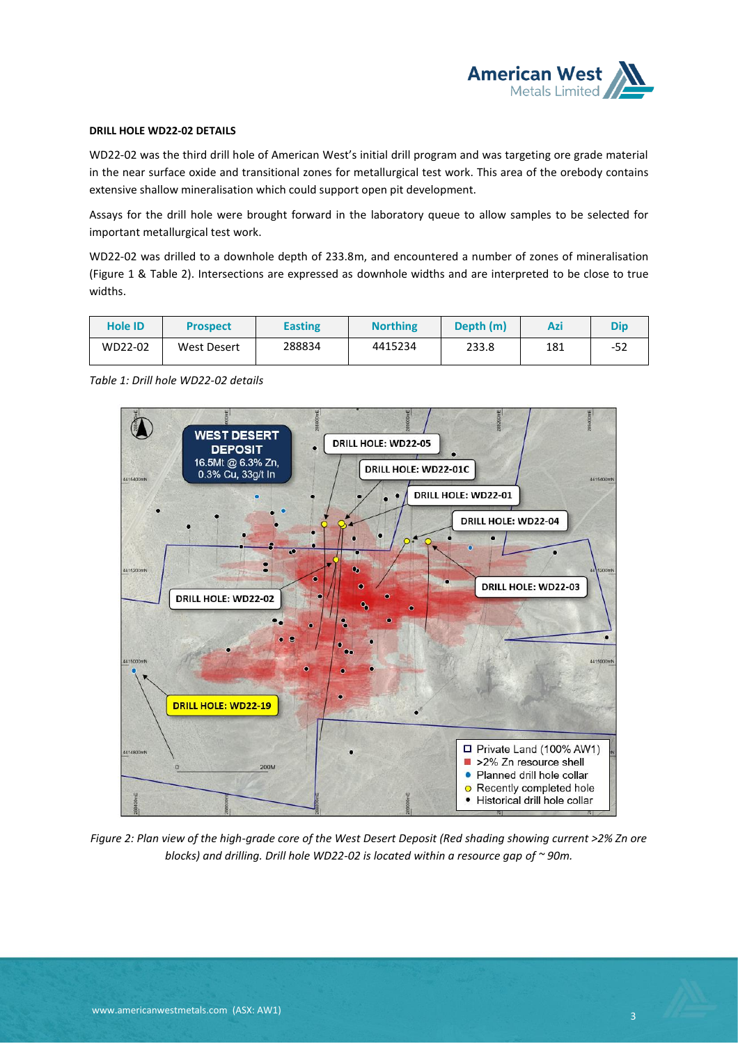**DRILL HOLE WD22-02 DETAILS**

WD22-02 was the third drill hole of American West's initial drill program and was targeting ore grade material in the near surface oxide and transitional zones for metallurgical test work. This area of the orebody contains extensive shallow mineralisation which could support open pit development.

Assays for the drill hole were brought forward in the laboratory queue to allow samples to be selected for important metallurgical test work.

WD22-02 was drilled to a downhole depth of 233.8m, and encountered a number of zones of mineralisation (Figure 1 & Table 2). Intersections are expressed as downhole widths and are interpreted to be close to true widths.

| Hole ID | Prospect | Easting | Northing | Depth (m) | Azi | Dip |
|---|---|---|---|---|---|---|
| WD22-02 | West Desert | 288834 | 4415234 | 233.8 | 181 | -52 |

*Table 1: Drill hole WD22-02 details*

*Figure 2: Plan view of the high-grade core of the West Desert Deposit (Red shading showing current >2% Zn ore blocks) and drilling. Drill hole WD22-02 is located within a resource gap of ~ 90m.*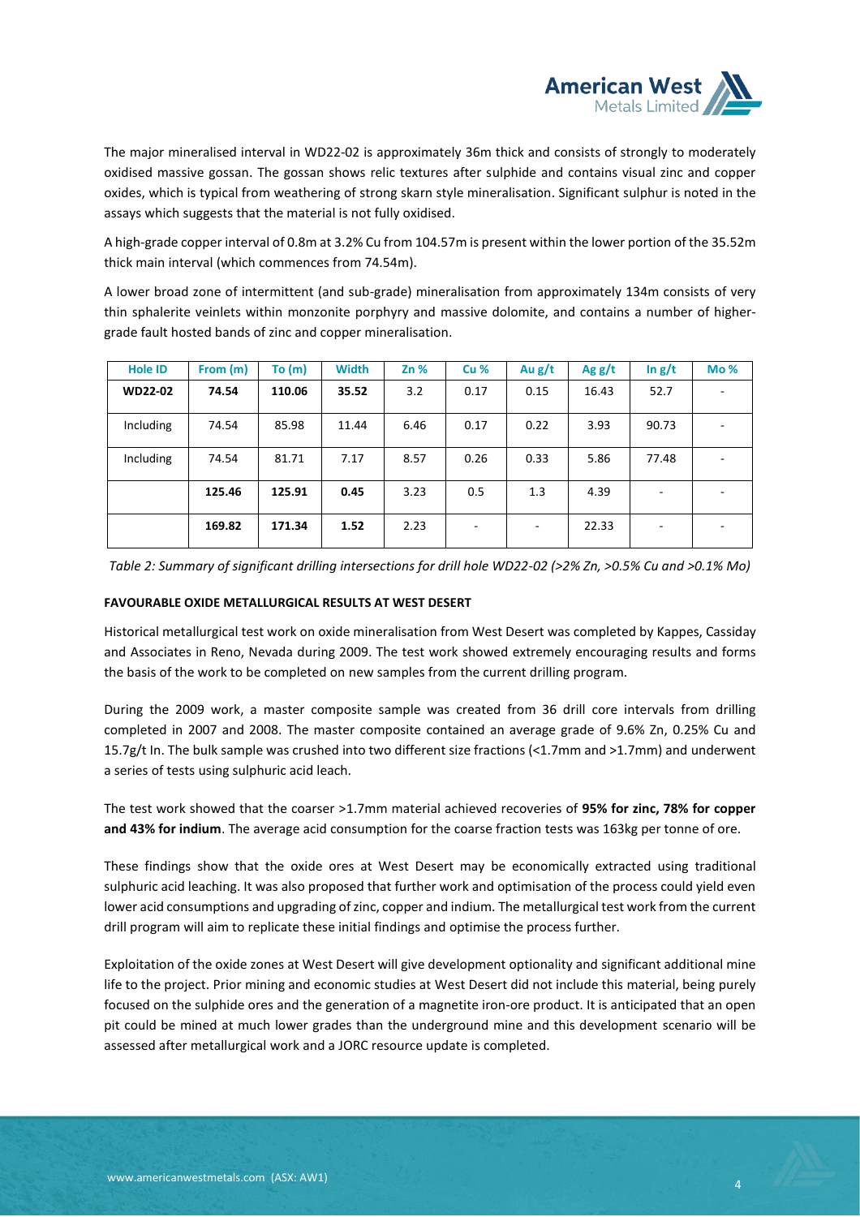The major mineralised interval in WD22-02 is approximately 36m thick and consists of strongly to moderately oxidised massive gossan. The gossan shows relic textures after sulphide and contains visual zinc and copper oxides, which is typical from weathering of strong skarn style mineralisation. Significant sulphur is noted in the assays which suggests that the material is not fully oxidised.

A high-grade copper interval of 0.8m at 3.2% Cu from 104.57m is present within the lower portion of the 35.52m thick main interval (which commences from 74.54m).

A lower broad zone of intermittent (and sub-grade) mineralisation from approximately 134m consists of very thin sphalerite veinlets within monzonite porphyry and massive dolomite, and contains a number of higher-grade fault hosted bands of zinc and copper mineralisation.

| Hole ID | From (m) | To (m) | Width | Zn % | Cu % | Au g/t | Ag g/t | In g/t | Mo % |
|---|---|---|---|---|---|---|---|---|---|
| **WD22-02** | **74.54** | **110.06** | **35.52** | 3.2 | 0.17 | 0.15 | 16.43 | 52.7 | - |
| Including | 74.54 | 85.98 | 11.44 | 6.46 | 0.17 | 0.22 | 3.93 | 90.73 | - |
| Including | 74.54 | 81.71 | 7.17 | 8.57 | 0.26 | 0.33 | 5.86 | 77.48 | - |
| | **125.46** | **125.91** | **0.45** | 3.23 | 0.5 | 1.3 | 4.39 | - | - |
| | **169.82** | **171.34** | **1.52** | 2.23 | - | - | 22.33 | - | - |

*Table 2: Summary of significant drilling intersections for drill hole WD22-02 (>2% Zn, >0.5% Cu and >0.1% Mo)*

**FAVOURABLE OXIDE METALLURGICAL RESULTS AT WEST DESERT**

Historical metallurgical test work on oxide mineralisation from West Desert was completed by Kappes, Cassiday and Associates in Reno, Nevada during 2009. The test work showed extremely encouraging results and forms the basis of the work to be completed on new samples from the current drilling program.

During the 2009 work, a master composite sample was created from 36 drill core intervals from drilling completed in 2007 and 2008. The master composite contained an average grade of 9.6% Zn, 0.25% Cu and 15.7g/t In. The bulk sample was crushed into two different size fractions (<1.7mm and >1.7mm) and underwent a series of tests using sulphuric acid leach.

The test work showed that the coarser >1.7mm material achieved recoveries of **95% for zinc, 78% for copper and 43% for indium**. The average acid consumption for the coarse fraction tests was 163kg per tonne of ore.

These findings show that the oxide ores at West Desert may be economically extracted using traditional sulphuric acid leaching. It was also proposed that further work and optimisation of the process could yield even lower acid consumptions and upgrading of zinc, copper and indium. The metallurgical test work from the current drill program will aim to replicate these initial findings and optimise the process further.

Exploitation of the oxide zones at West Desert will give development optionality and significant additional mine life to the project. Prior mining and economic studies at West Desert did not include this material, being purely focused on the sulphide ores and the generation of a magnetite iron-ore product. It is anticipated that an open pit could be mined at much lower grades than the underground mine and this development scenario will be assessed after metallurgical work and a JORC resource update is completed.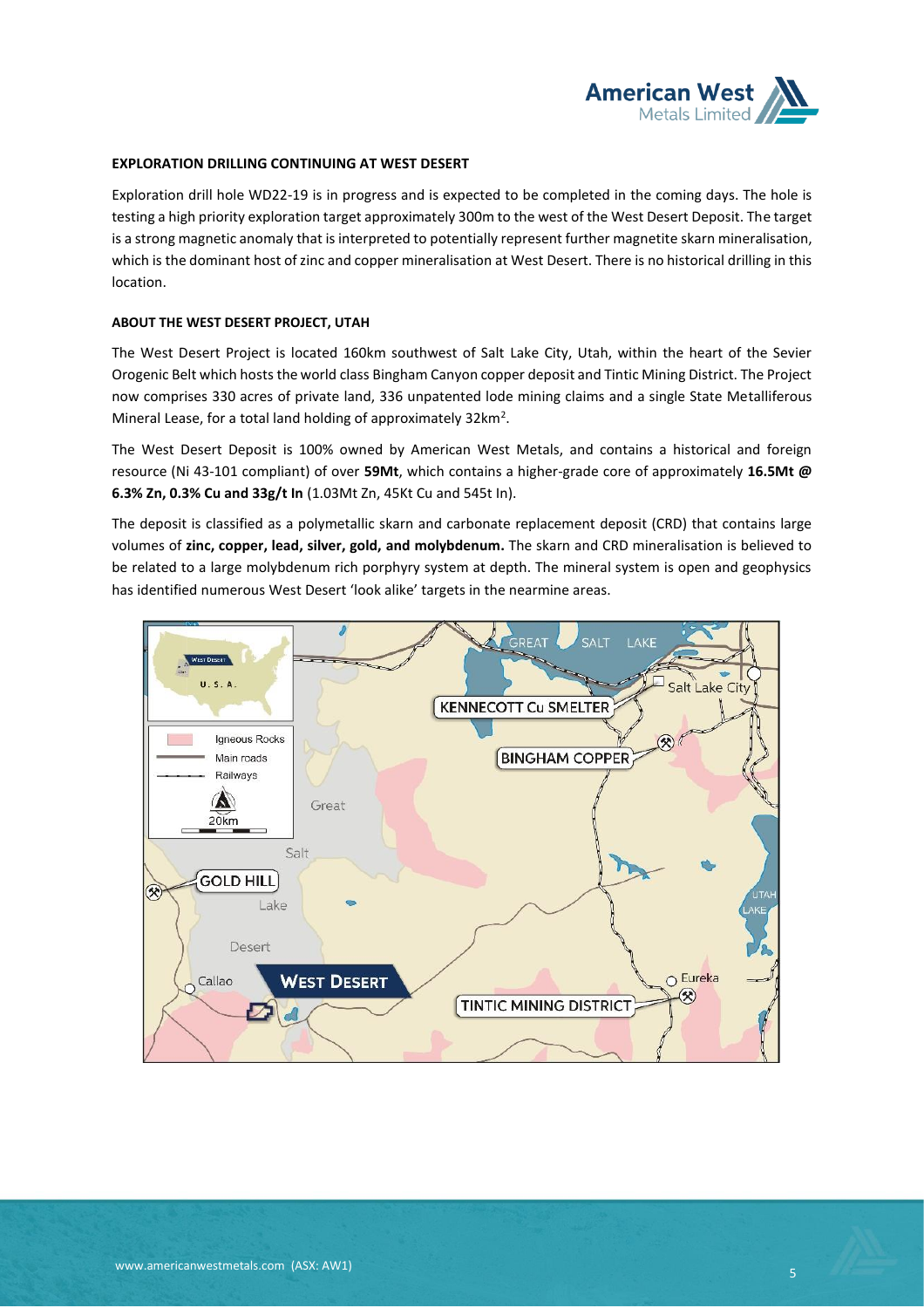## EXPLORATION DRILLING CONTINUING AT WEST DESERT

Exploration drill hole WD22-19 is in progress and is expected to be completed in the coming days. The hole is testing a high priority exploration target approximately 300m to the west of the West Desert Deposit. The target is a strong magnetic anomaly that is interpreted to potentially represent further magnetite skarn mineralisation, which is the dominant host of zinc and copper mineralisation at West Desert. There is no historical drilling in this location.

## ABOUT THE WEST DESERT PROJECT, UTAH

The West Desert Project is located 160km southwest of Salt Lake City, Utah, within the heart of the Sevier Orogenic Belt which hosts the world class Bingham Canyon copper deposit and Tintic Mining District. The Project now comprises 330 acres of private land, 336 unpatented lode mining claims and a single State Metalliferous Mineral Lease, for a total land holding of approximately $32km^2$.

The West Desert Deposit is 100% owned by American West Metals, and contains a historical and foreign resource (Ni 43-101 compliant) of over **59Mt**, which contains a higher-grade core of approximately **16.5Mt @ 6.3% Zn, 0.3% Cu and 33g/t In** (1.03Mt Zn, 45Kt Cu and 545t In).

The deposit is classified as a polymetallic skarn and carbonate replacement deposit (CRD) that contains large volumes of **zinc, copper, lead, silver, gold, and molybdenum.** The skarn and CRD mineralisation is believed to be related to a large molybdenum rich porphyry system at depth. The mineral system is open and geophysics has identified numerous West Desert 'look alike' targets in the nearmine areas.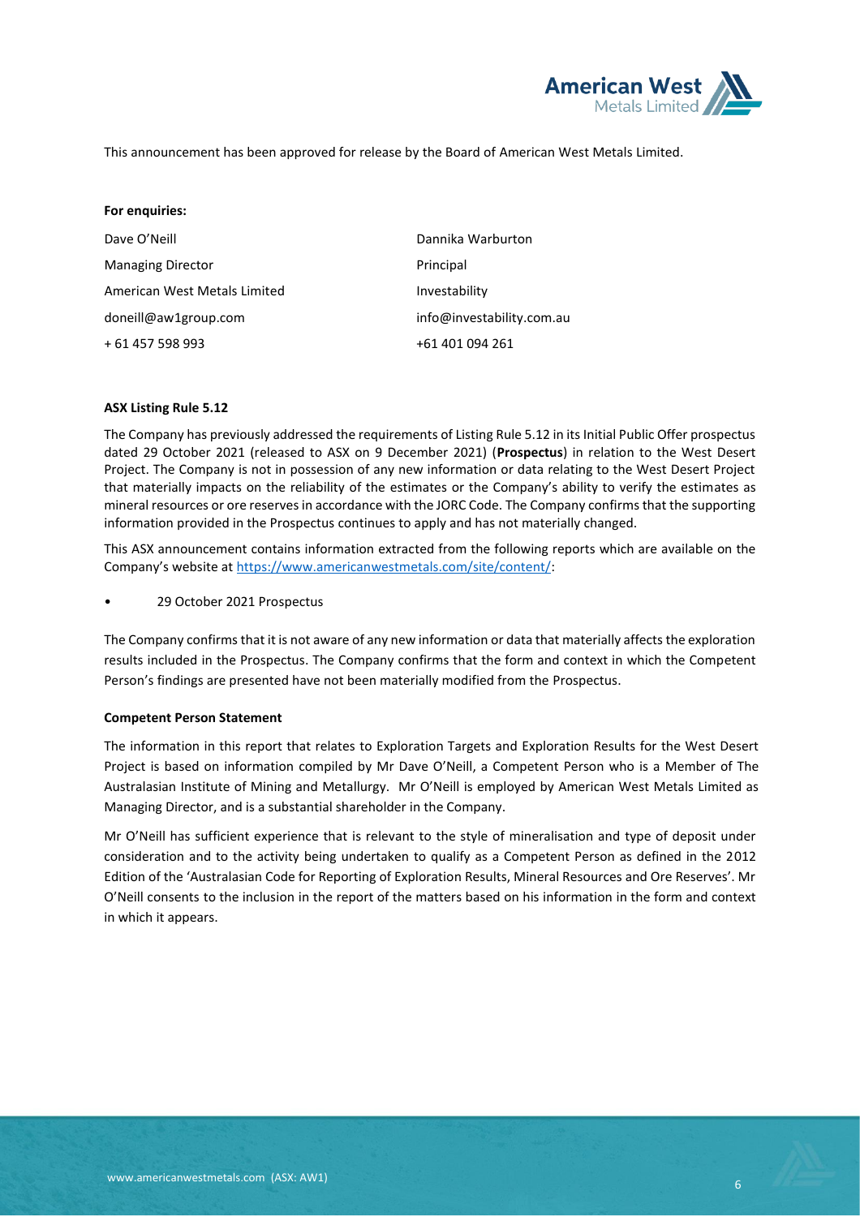This announcement has been approved for release by the Board of American West Metals Limited.

**For enquiries:**

| | |
|---|---|
| Dave O'Neill | Dannika Warburton |
| Managing Director | Principal |
| American West Metals Limited | Investability |
| doneill@aw1group.com | info@investability.com.au |
| + 61 457 598 993 | +61 401 094 261 |

**ASX Listing Rule 5.12**

The Company has previously addressed the requirements of Listing Rule 5.12 in its Initial Public Offer prospectus dated 29 October 2021 (released to ASX on 9 December 2021) (**Prospectus**) in relation to the West Desert Project. The Company is not in possession of any new information or data relating to the West Desert Project that materially impacts on the reliability of the estimates or the Company's ability to verify the estimates as mineral resources or ore reserves in accordance with the JORC Code. The Company confirms that the supporting information provided in the Prospectus continues to apply and has not materially changed.

This ASX announcement contains information extracted from the following reports which are available on the Company's website at https://www.americanwestmetals.com/site/content/:

- 29 October 2021 Prospectus

The Company confirms that it is not aware of any new information or data that materially affects the exploration results included in the Prospectus. The Company confirms that the form and context in which the Competent Person's findings are presented have not been materially modified from the Prospectus.

**Competent Person Statement**

The information in this report that relates to Exploration Targets and Exploration Results for the West Desert Project is based on information compiled by Mr Dave O'Neill, a Competent Person who is a Member of The Australasian Institute of Mining and Metallurgy. Mr O'Neill is employed by American West Metals Limited as Managing Director, and is a substantial shareholder in the Company.

Mr O'Neill has sufficient experience that is relevant to the style of mineralisation and type of deposit under consideration and to the activity being undertaken to qualify as a Competent Person as defined in the 2012 Edition of the 'Australasian Code for Reporting of Exploration Results, Mineral Resources and Ore Reserves'. Mr O'Neill consents to the inclusion in the report of the matters based on his information in the form and context in which it appears.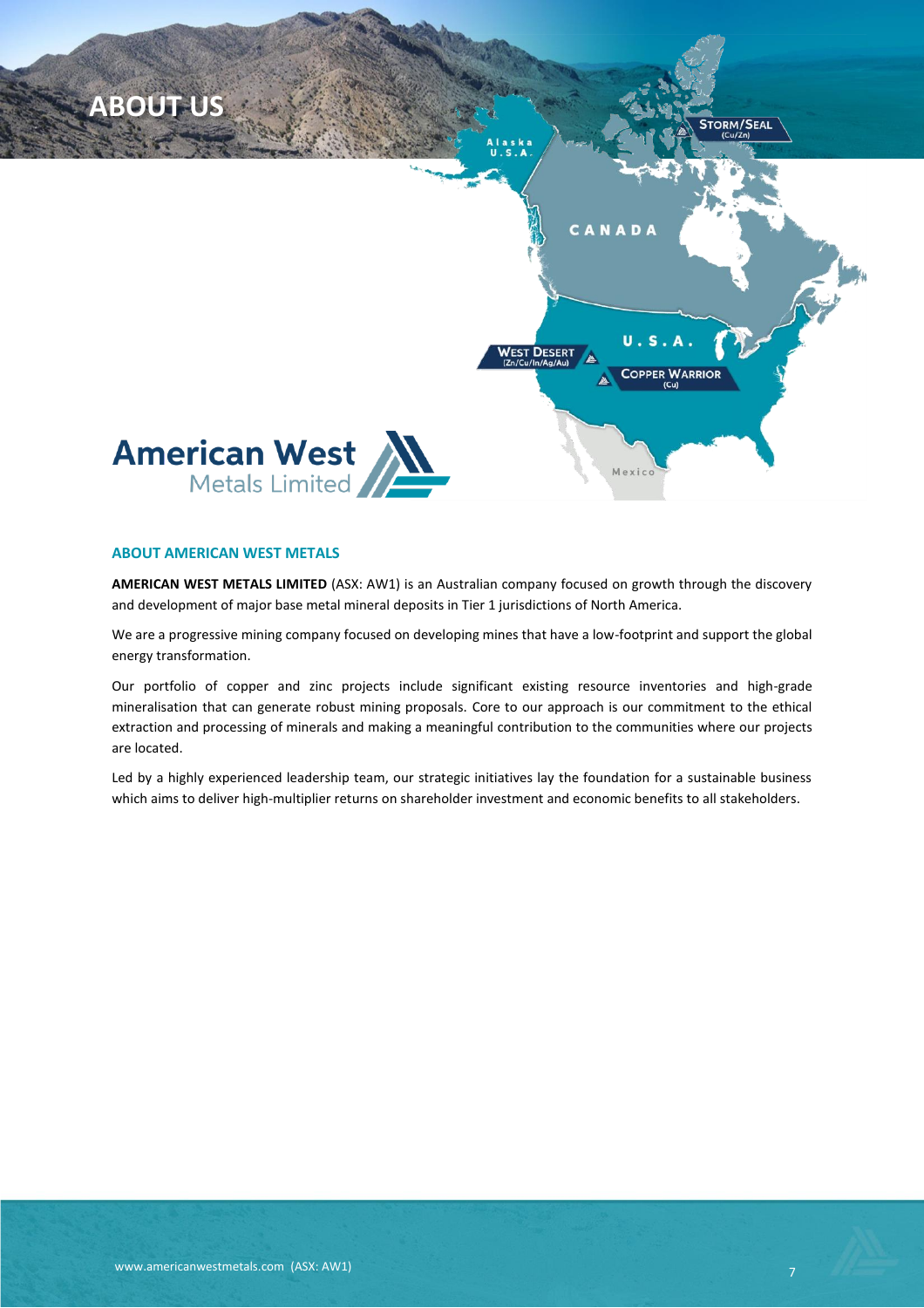# ABOUT US

## ABOUT AMERICAN WEST METALS

**AMERICAN WEST METALS LIMITED** (ASX: AW1) is an Australian company focused on growth through the discovery and development of major base metal mineral deposits in Tier 1 jurisdictions of North America.

We are a progressive mining company focused on developing mines that have a low-footprint and support the global energy transformation.

Our portfolio of copper and zinc projects include significant existing resource inventories and high-grade mineralisation that can generate robust mining proposals. Core to our approach is our commitment to the ethical extraction and processing of minerals and making a meaningful contribution to the communities where our projects are located.

Led by a highly experienced leadership team, our strategic initiatives lay the foundation for a sustainable business which aims to deliver high-multiplier returns on shareholder investment and economic benefits to all stakeholders.